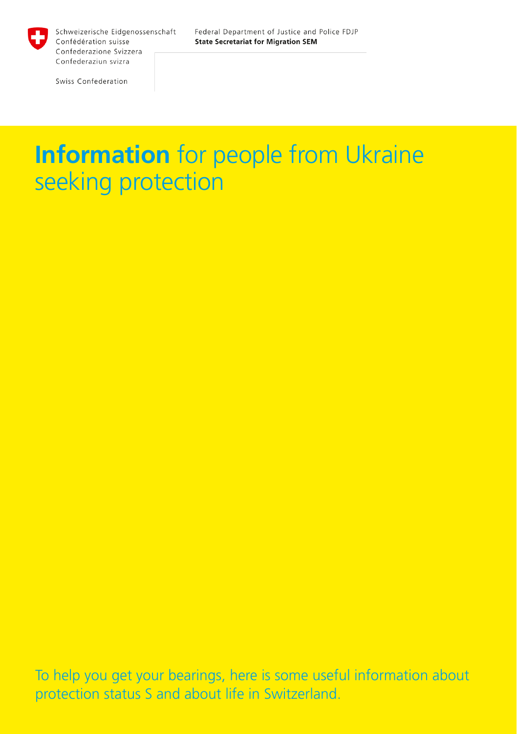Schweizerische Eidgenossenschaft
Confédération suisse
Confederazione Svizzera
Confederaziun svizra

Swiss Confederation

Federal Department of Justice and Police FDJP
**State Secretariat for Migration SEM**

# **Information** for people from Ukraine seeking protection

To help you get your bearings, here is some useful information about protection status S and about life in Switzerland.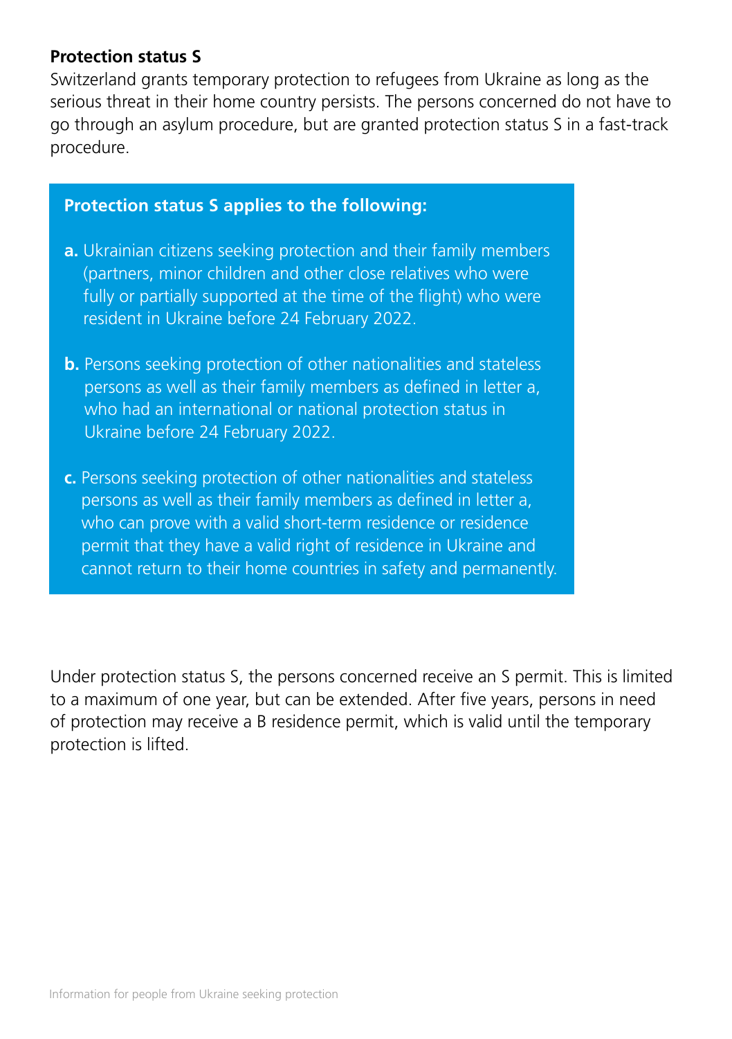**Protection status S**

Switzerland grants temporary protection to refugees from Ukraine as long as the serious threat in their home country persists. The persons concerned do not have to go through an asylum procedure, but are granted protection status S in a fast-track procedure.

**Protection status S applies to the following:**

**a.** Ukrainian citizens seeking protection and their family members (partners, minor children and other close relatives who were fully or partially supported at the time of the flight) who were resident in Ukraine before 24 February 2022.

**b.** Persons seeking protection of other nationalities and stateless persons as well as their family members as defined in letter a, who had an international or national protection status in Ukraine before 24 February 2022.

**c.** Persons seeking protection of other nationalities and stateless persons as well as their family members as defined in letter a, who can prove with a valid short-term residence or residence permit that they have a valid right of residence in Ukraine and cannot return to their home countries in safety and permanently.

Under protection status S, the persons concerned receive an S permit. This is limited to a maximum of one year, but can be extended. After five years, persons in need of protection may receive a B residence permit, which is valid until the temporary protection is lifted.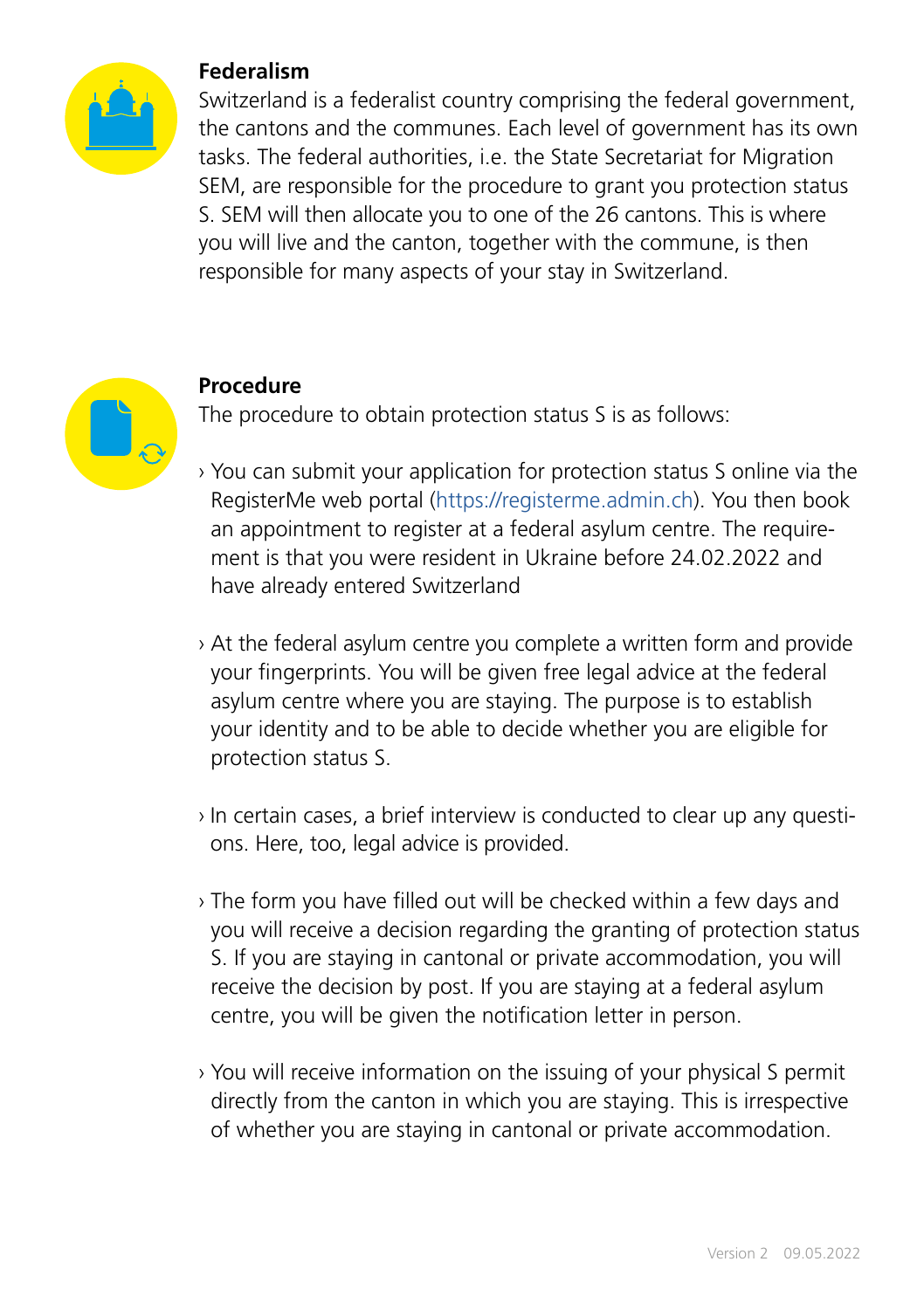## Federalism

Switzerland is a federalist country comprising the federal government, the cantons and the communes. Each level of government has its own tasks. The federal authorities, i.e. the State Secretariat for Migration SEM, are responsible for the procedure to grant you protection status S. SEM will then allocate you to one of the 26 cantons. This is where you will live and the canton, together with the commune, is then responsible for many aspects of your stay in Switzerland.

## Procedure

The procedure to obtain protection status S is as follows:

- You can submit your application for protection status S online via the RegisterMe web portal (https://registerme.admin.ch). You then book an appointment to register at a federal asylum centre. The requirement is that you were resident in Ukraine before 24.02.2022 and have already entered Switzerland

- At the federal asylum centre you complete a written form and provide your fingerprints. You will be given free legal advice at the federal asylum centre where you are staying. The purpose is to establish your identity and to be able to decide whether you are eligible for protection status S.

- In certain cases, a brief interview is conducted to clear up any questions. Here, too, legal advice is provided.

- The form you have filled out will be checked within a few days and you will receive a decision regarding the granting of protection status S. If you are staying in cantonal or private accommodation, you will receive the decision by post. If you are staying at a federal asylum centre, you will be given the notification letter in person.

- You will receive information on the issuing of your physical S permit directly from the canton in which you are staying. This is irrespective of whether you are staying in cantonal or private accommodation.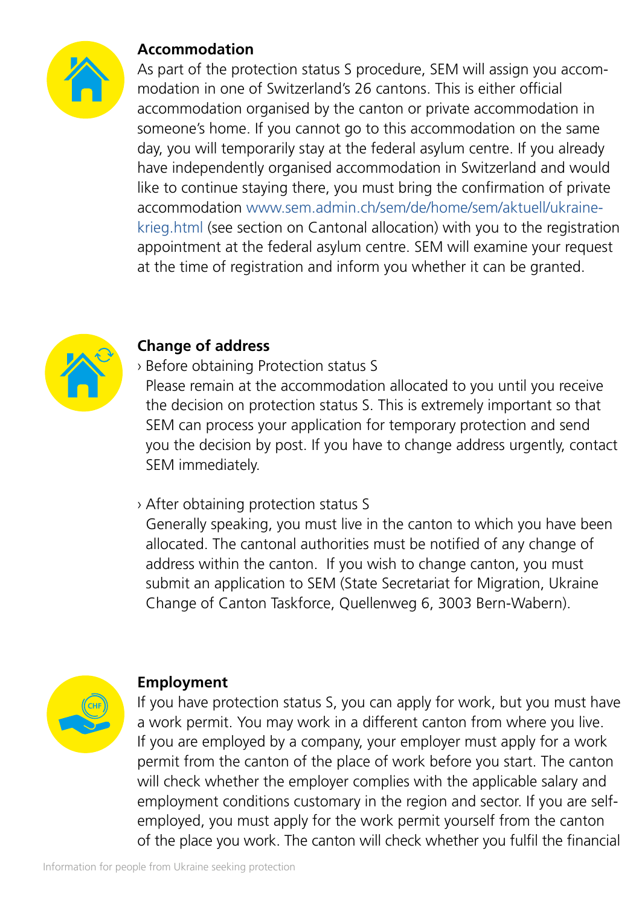## Accommodation

As part of the protection status S procedure, SEM will assign you accommodation in one of Switzerland's 26 cantons. This is either official accommodation organised by the canton or private accommodation in someone's home. If you cannot go to this accommodation on the same day, you will temporarily stay at the federal asylum centre. If you already have independently organised accommodation in Switzerland and would like to continue staying there, you must bring the confirmation of private accommodation www.sem.admin.ch/sem/de/home/sem/aktuell/ukraine-krieg.html (see section on Cantonal allocation) with you to the registration appointment at the federal asylum centre. SEM will examine your request at the time of registration and inform you whether it can be granted.

## Change of address

› Before obtaining Protection status S
Please remain at the accommodation allocated to you until you receive the decision on protection status S. This is extremely important so that SEM can process your application for temporary protection and send you the decision by post. If you have to change address urgently, contact SEM immediately.

› After obtaining protection status S
Generally speaking, you must live in the canton to which you have been allocated. The cantonal authorities must be notified of any change of address within the canton. If you wish to change canton, you must submit an application to SEM (State Secretariat for Migration, Ukraine Change of Canton Taskforce, Quellenweg 6, 3003 Bern-Wabern).

## Employment

If you have protection status S, you can apply for work, but you must have a work permit. You may work in a different canton from where you live. If you are employed by a company, your employer must apply for a work permit from the canton of the place of work before you start. The canton will check whether the employer complies with the applicable salary and employment conditions customary in the region and sector. If you are self-employed, you must apply for the work permit yourself from the canton of the place you work. The canton will check whether you fulfil the financial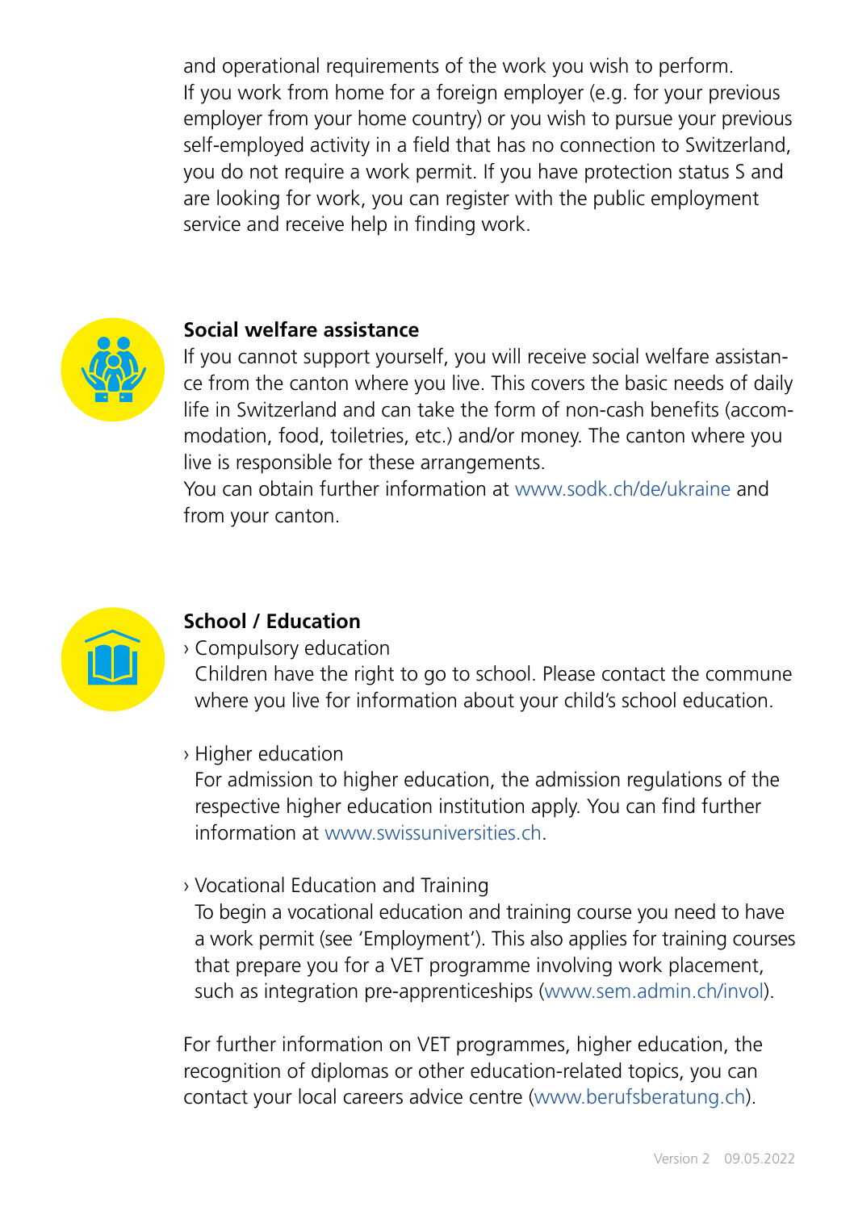and operational requirements of the work you wish to perform. If you work from home for a foreign employer (e.g. for your previous employer from your home country) or you wish to pursue your previous self-employed activity in a field that has no connection to Switzerland, you do not require a work permit. If you have protection status S and are looking for work, you can register with the public employment service and receive help in finding work.

## Social welfare assistance

If you cannot support yourself, you will receive social welfare assistance from the canton where you live. This covers the basic needs of daily life in Switzerland and can take the form of non-cash benefits (accommodation, food, toiletries, etc.) and/or money. The canton where you live is responsible for these arrangements.
You can obtain further information at www.sodk.ch/de/ukraine and from your canton.

## School / Education

› Compulsory education
Children have the right to go to school. Please contact the commune where you live for information about your child's school education.

› Higher education
For admission to higher education, the admission regulations of the respective higher education institution apply. You can find further information at www.swissuniversities.ch.

› Vocational Education and Training
To begin a vocational education and training course you need to have a work permit (see 'Employment'). This also applies for training courses that prepare you for a VET programme involving work placement, such as integration pre-apprenticeships (www.sem.admin.ch/invol).

For further information on VET programmes, higher education, the recognition of diplomas or other education-related topics, you can contact your local careers advice centre (www.berufsberatung.ch).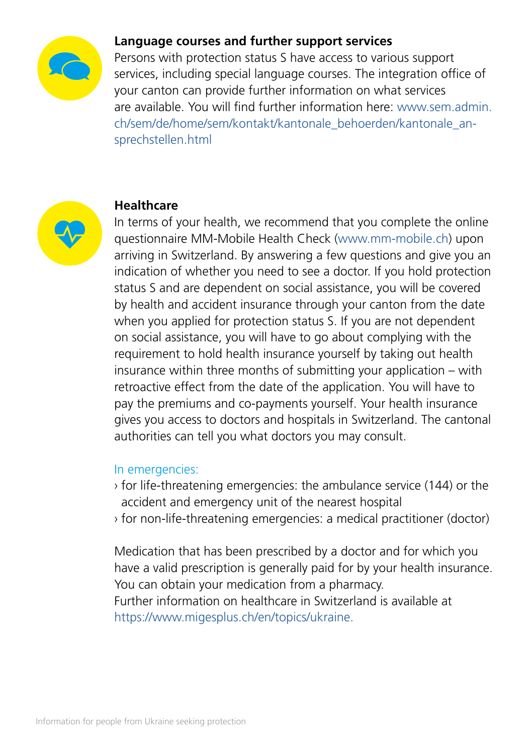## Language courses and further support services

Persons with protection status S have access to various support services, including special language courses. The integration office of your canton can provide further information on what services are available. You will find further information here: www.sem.admin.ch/sem/de/home/sem/kontakt/kantonale_behoerden/kantonale_ansprechstellen.html

## Healthcare

In terms of your health, we recommend that you complete the online questionnaire MM-Mobile Health Check (www.mm-mobile.ch) upon arriving in Switzerland. By answering a few questions and give you an indication of whether you need to see a doctor. If you hold protection status S and are dependent on social assistance, you will be covered by health and accident insurance through your canton from the date when you applied for protection status S. If you are not dependent on social assistance, you will have to go about complying with the requirement to hold health insurance yourself by taking out health insurance within three months of submitting your application – with retroactive effect from the date of the application. You will have to pay the premiums and co-payments yourself. Your health insurance gives you access to doctors and hospitals in Switzerland. The cantonal authorities can tell you what doctors you may consult.

In emergencies:

- for life-threatening emergencies: the ambulance service (144) or the accident and emergency unit of the nearest hospital
- for non-life-threatening emergencies: a medical practitioner (doctor)

Medication that has been prescribed by a doctor and for which you have a valid prescription is generally paid for by your health insurance. You can obtain your medication from a pharmacy.
Further information on healthcare in Switzerland is available at https://www.migesplus.ch/en/topics/ukraine.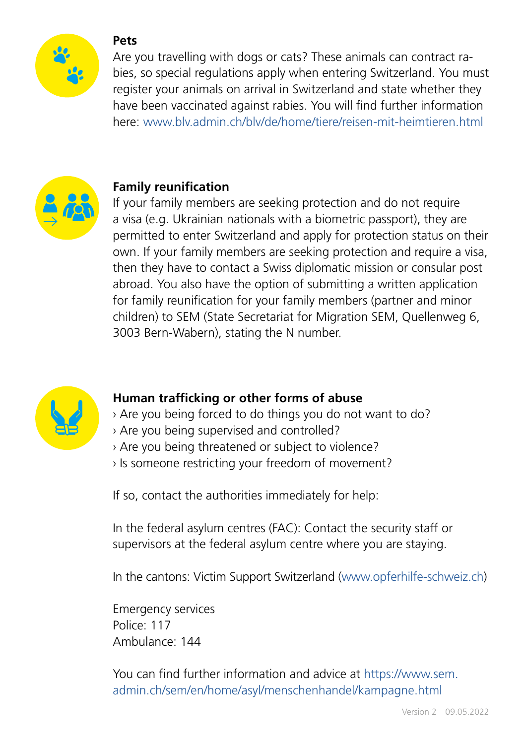**Pets**

Are you travelling with dogs or cats? These animals can contract rabies, so special regulations apply when entering Switzerland. You must register your animals on arrival in Switzerland and state whether they have been vaccinated against rabies. You will find further information here: www.blv.admin.ch/blv/de/home/tiere/reisen-mit-heimtieren.html

**Family reunification**

If your family members are seeking protection and do not require a visa (e.g. Ukrainian nationals with a biometric passport), they are permitted to enter Switzerland and apply for protection status on their own. If your family members are seeking protection and require a visa, then they have to contact a Swiss diplomatic mission or consular post abroad. You also have the option of submitting a written application for family reunification for your family members (partner and minor children) to SEM (State Secretariat for Migration SEM, Quellenweg 6, 3003 Bern-Wabern), stating the N number.

**Human trafficking or other forms of abuse**

› Are you being forced to do things you do not want to do?
› Are you being supervised and controlled?
› Are you being threatened or subject to violence?
› Is someone restricting your freedom of movement?

If so, contact the authorities immediately for help:

In the federal asylum centres (FAC): Contact the security staff or supervisors at the federal asylum centre where you are staying.

In the cantons: Victim Support Switzerland (www.opferhilfe-schweiz.ch)

Emergency services
Police: 117
Ambulance: 144

You can find further information and advice at https://www.sem.admin.ch/sem/en/home/asyl/menschenhandel/kampagne.html

Version 2 09.05.2022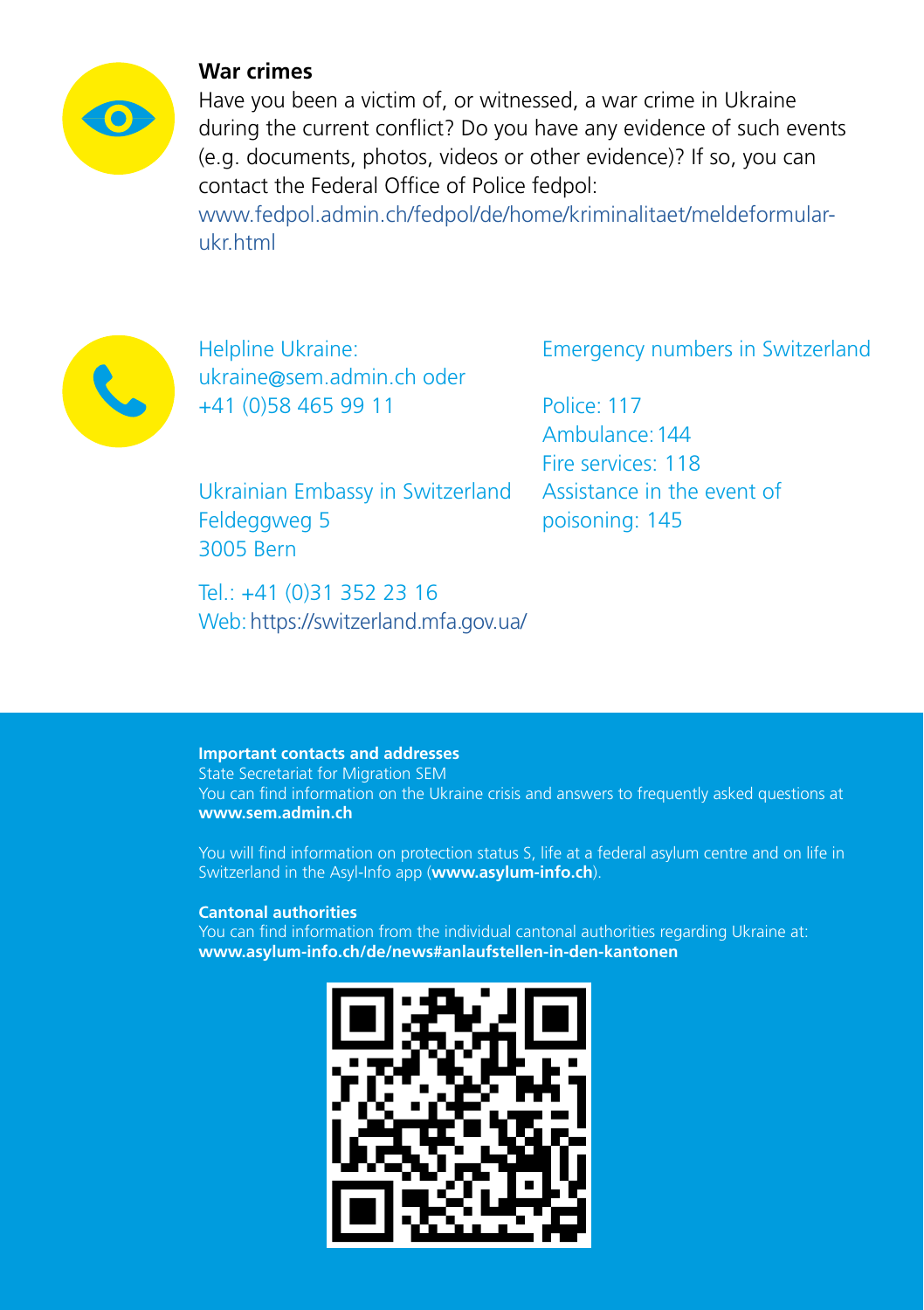## War crimes

Have you been a victim of, or witnessed, a war crime in Ukraine during the current conflict? Do you have any evidence of such events (e.g. documents, photos, videos or other evidence)? If so, you can contact the Federal Office of Police fedpol:
www.fedpol.admin.ch/fedpol/de/home/kriminalitaet/meldeformular-ukr.html

Helpline Ukraine:
ukraine@sem.admin.ch oder
+41 (0)58 465 99 11

Ukrainian Embassy in Switzerland
Feldeggweg 5
3005 Bern

Tel.: +41 (0)31 352 23 16
Web: https://switzerland.mfa.gov.ua/

Emergency numbers in Switzerland

Police: 117
Ambulance: 144
Fire services: 118
Assistance in the event of poisoning: 145

**Important contacts and addresses**
State Secretariat for Migration SEM
You can find information on the Ukraine crisis and answers to frequently asked questions at **www.sem.admin.ch**

You will find information on protection status S, life at a federal asylum centre and on life in Switzerland in the Asyl-Info app (**www.asylum-info.ch**).

**Cantonal authorities**
You can find information from the individual cantonal authorities regarding Ukraine at:
**www.asylum-info.ch/de/news#anlaufstellen-in-den-kantonen**